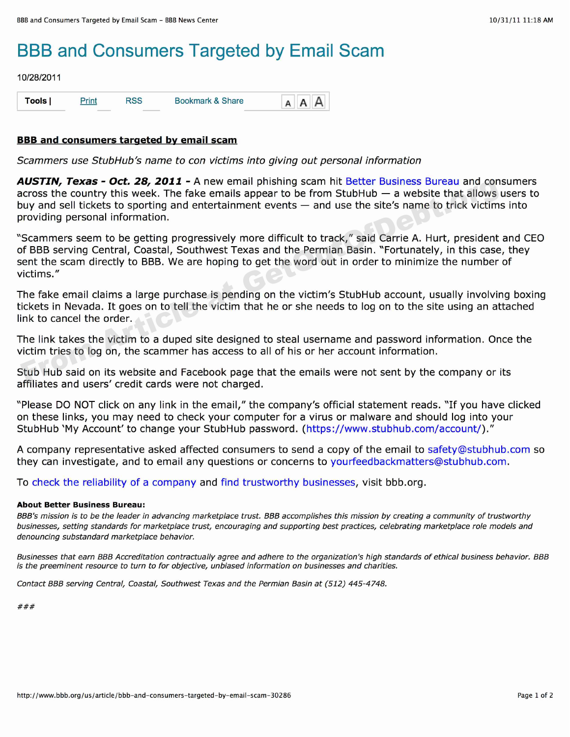# BBB and Consumers Targeted by Email Scam

10/28/2011

Tools | Print RSS Bookmark & Share

**BBB and consumers targeted by email scam**

*Scammers use StubHub's name to con victims into giving out personal information*

***AUSTIN, Texas - Oct. 28, 2011 -*** A new email phishing scam hit Better Business Bureau and consumers across the country this week. The fake emails appear to be from StubHub — a website that allows users to buy and sell tickets to sporting and entertainment events — and use the site's name to trick victims into providing personal information.

"Scammers seem to be getting progressively more difficult to track," said Carrie A. Hurt, president and CEO of BBB serving Central, Coastal, Southwest Texas and the Permian Basin. "Fortunately, in this case, they sent the scam directly to BBB. We are hoping to get the word out in order to minimize the number of victims."

The fake email claims a large purchase is pending on the victim's StubHub account, usually involving boxing tickets in Nevada. It goes on to tell the victim that he or she needs to log on to the site using an attached link to cancel the order.

The link takes the victim to a duped site designed to steal username and password information. Once the victim tries to log on, the scammer has access to all of his or her account information.

Stub Hub said on its website and Facebook page that the emails were not sent by the company or its affiliates and users' credit cards were not charged.

"Please DO NOT click on any link in the email," the company's official statement reads. "If you have clicked on these links, you may need to check your computer for a virus or malware and should log into your StubHub 'My Account' to change your StubHub password. (https://www.stubhub.com/account/)."

A company representative asked affected consumers to send a copy of the email to safety@stubhub.com so they can investigate, and to email any questions or concerns to yourfeedbackmatters@stubhub.com.

To check the reliability of a company and find trustworthy businesses, visit bbb.org.

**About Better Business Bureau:**

*BBB's mission is to be the leader in advancing marketplace trust. BBB accomplishes this mission by creating a community of trustworthy businesses, setting standards for marketplace trust, encouraging and supporting best practices, celebrating marketplace role models and denouncing substandard marketplace behavior.*

*Businesses that earn BBB Accreditation contractually agree and adhere to the organization's high standards of ethical business behavior. BBB is the preeminent resource to turn to for objective, unbiased information on businesses and charities.*

*Contact BBB serving Central, Coastal, Southwest Texas and the Permian Basin at (512) 445-4748.*

*###*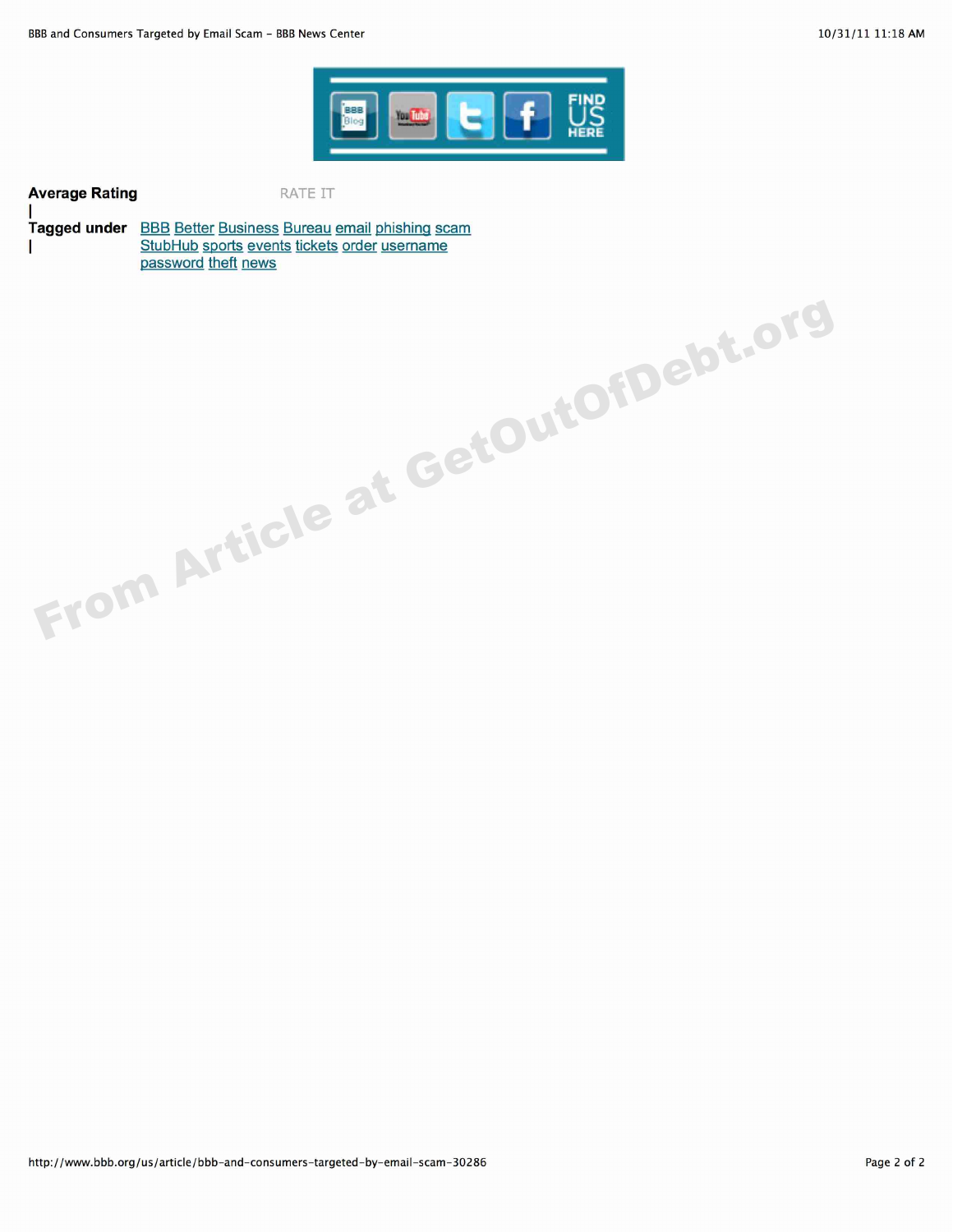**Average Rating** RATE IT

|

**Tagged under** BBB Better Business Bureau email phishing scam StubHub sports events tickets order username password theft news

|

From Article at GetOutOfDebt.org